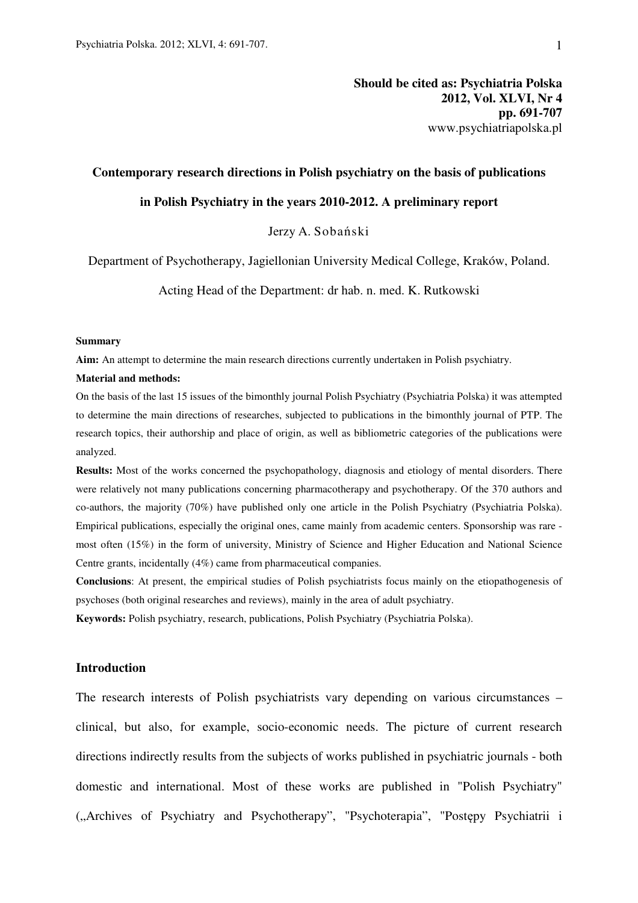**Should be cited as: Psychiatria Polska**
**2012, Vol. XLVI, Nr 4**
**pp. 691-707**
www.psychiatriapolska.pl

# Contemporary research directions in Polish psychiatry on the basis of publications in Polish Psychiatry in the years 2010-2012. A preliminary report

Jerzy A. Sobański

Department of Psychotherapy, Jagiellonian University Medical College, Kraków, Poland.

Acting Head of the Department: dr hab. n. med. K. Rutkowski

**Summary**

**Aim:** An attempt to determine the main research directions currently undertaken in Polish psychiatry.

**Material and methods:**

On the basis of the last 15 issues of the bimonthly journal Polish Psychiatry (Psychiatria Polska) it was attempted to determine the main directions of researches, subjected to publications in the bimonthly journal of PTP. The research topics, their authorship and place of origin, as well as bibliometric categories of the publications were analyzed.

**Results:** Most of the works concerned the psychopathology, diagnosis and etiology of mental disorders. There were relatively not many publications concerning pharmacotherapy and psychotherapy. Of the 370 authors and co-authors, the majority (70%) have published only one article in the Polish Psychiatry (Psychiatria Polska). Empirical publications, especially the original ones, came mainly from academic centers. Sponsorship was rare - most often (15%) in the form of university, Ministry of Science and Higher Education and National Science Centre grants, incidentally (4%) came from pharmaceutical companies.

**Conclusions**: At present, the empirical studies of Polish psychiatrists focus mainly on the etiopathogenesis of psychoses (both original researches and reviews), mainly in the area of adult psychiatry.

**Keywords:** Polish psychiatry, research, publications, Polish Psychiatry (Psychiatria Polska).

## Introduction

The research interests of Polish psychiatrists vary depending on various circumstances – clinical, but also, for example, socio-economic needs. The picture of current research directions indirectly results from the subjects of works published in psychiatric journals - both domestic and international. Most of these works are published in "Polish Psychiatry" („Archives of Psychiatry and Psychotherapy", "Psychoterapia", "Postępy Psychiatrii i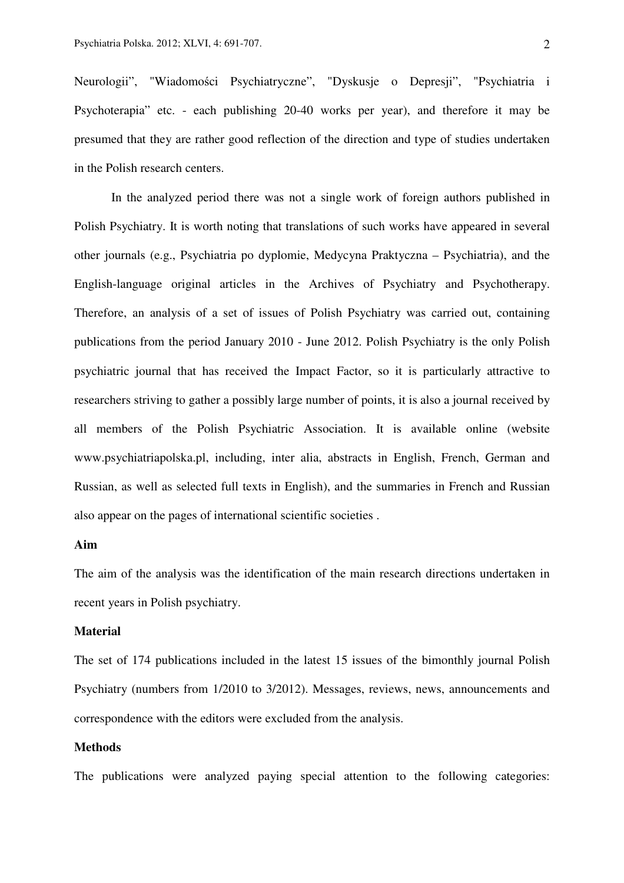Neurologii", "Wiadomości Psychiatryczne", "Dyskusje o Depresji", "Psychiatria i Psychoterapia" etc. - each publishing 20-40 works per year), and therefore it may be presumed that they are rather good reflection of the direction and type of studies undertaken in the Polish research centers.

In the analyzed period there was not a single work of foreign authors published in Polish Psychiatry. It is worth noting that translations of such works have appeared in several other journals (e.g., Psychiatria po dyplomie, Medycyna Praktyczna – Psychiatria), and the English-language original articles in the Archives of Psychiatry and Psychotherapy. Therefore, an analysis of a set of issues of Polish Psychiatry was carried out, containing publications from the period January 2010 - June 2012. Polish Psychiatry is the only Polish psychiatric journal that has received the Impact Factor, so it is particularly attractive to researchers striving to gather a possibly large number of points, it is also a journal received by all members of the Polish Psychiatric Association. It is available online (website www.psychiatriapolska.pl, including, inter alia, abstracts in English, French, German and Russian, as well as selected full texts in English), and the summaries in French and Russian also appear on the pages of international scientific societies .

**Aim**

The aim of the analysis was the identification of the main research directions undertaken in recent years in Polish psychiatry.

**Material**

The set of 174 publications included in the latest 15 issues of the bimonthly journal Polish Psychiatry (numbers from 1/2010 to 3/2012). Messages, reviews, news, announcements and correspondence with the editors were excluded from the analysis.

**Methods**

The publications were analyzed paying special attention to the following categories: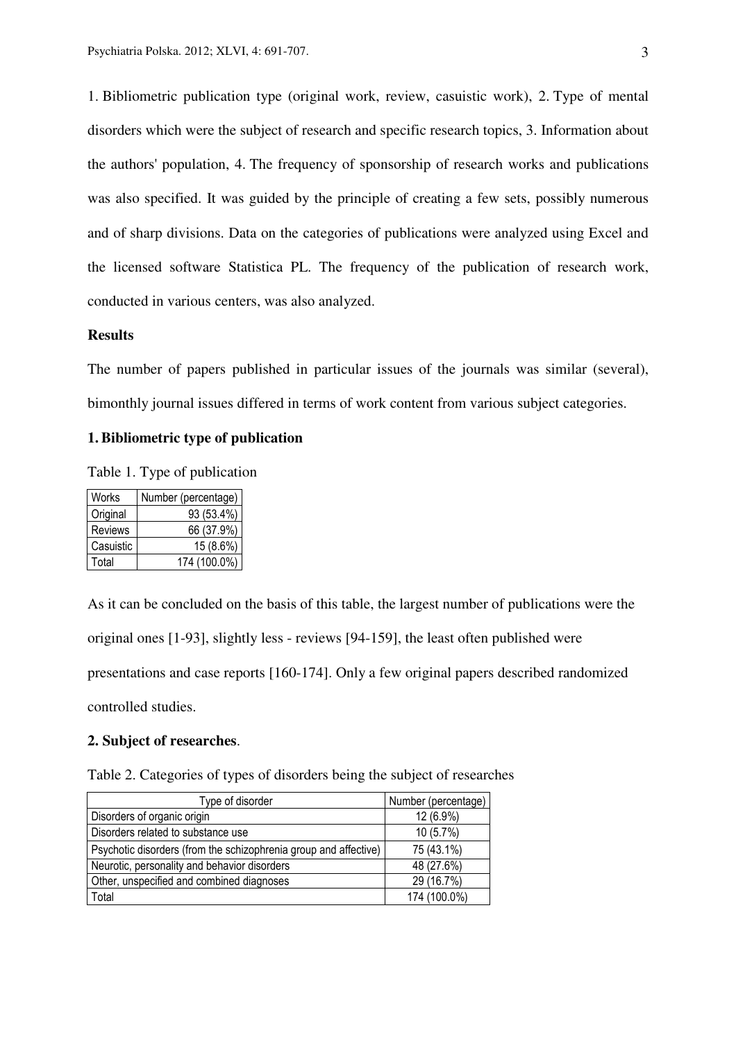1. Bibliometric publication type (original work, review, casuistic work), 2. Type of mental disorders which were the subject of research and specific research topics, 3. Information about the authors' population, 4. The frequency of sponsorship of research works and publications was also specified. It was guided by the principle of creating a few sets, possibly numerous and of sharp divisions. Data on the categories of publications were analyzed using Excel and the licensed software Statistica PL. The frequency of the publication of research work, conducted in various centers, was also analyzed.

**Results**

The number of papers published in particular issues of the journals was similar (several), bimonthly journal issues differed in terms of work content from various subject categories.

**1. Bibliometric type of publication**

Table 1. Type of publication

| Works | Number (percentage) |
|---|---|
| Original | 93 (53.4%) |
| Reviews | 66 (37.9%) |
| Casuistic | 15 (8.6%) |
| Total | 174 (100.0%) |

As it can be concluded on the basis of this table, the largest number of publications were the original ones [1-93], slightly less - reviews [94-159], the least often published were presentations and case reports [160-174]. Only a few original papers described randomized controlled studies.

**2. Subject of researches**.

Table 2. Categories of types of disorders being the subject of researches

| Type of disorder | Number (percentage) |
|---|---|
| Disorders of organic origin | 12 (6.9%) |
| Disorders related to substance use | 10 (5.7%) |
| Psychotic disorders (from the schizophrenia group and affective) | 75 (43.1%) |
| Neurotic, personality and behavior disorders | 48 (27.6%) |
| Other, unspecified and combined diagnoses | 29 (16.7%) |
| Total | 174 (100.0%) |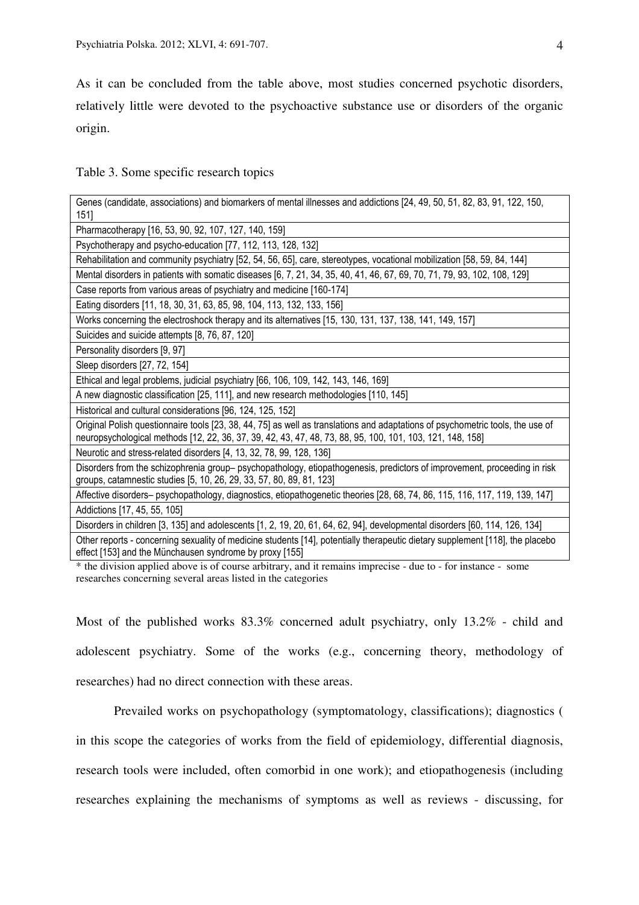As it can be concluded from the table above, most studies concerned psychotic disorders, relatively little were devoted to the psychoactive substance use or disorders of the organic origin.

Table 3. Some specific research topics

| |
|---|
| Genes (candidate, associations) and biomarkers of mental illnesses and addictions [24, 49, 50, 51, 82, 83, 91, 122, 150, 151] |
| Pharmacotherapy [16, 53, 90, 92, 107, 127, 140, 159] |
| Psychotherapy and psycho-education [77, 112, 113, 128, 132] |
| Rehabilitation and community psychiatry [52, 54, 56, 65], care, stereotypes, vocational mobilization [58, 59, 84, 144] |
| Mental disorders in patients with somatic diseases [6, 7, 21, 34, 35, 40, 41, 46, 67, 69, 70, 71, 79, 93, 102, 108, 129] |
| Case reports from various areas of psychiatry and medicine [160-174] |
| Eating disorders [11, 18, 30, 31, 63, 85, 98, 104, 113, 132, 133, 156] |
| Works concerning the electroshock therapy and its alternatives [15, 130, 131, 137, 138, 141, 149, 157] |
| Suicides and suicide attempts [8, 76, 87, 120] |
| Personality disorders [9, 97] |
| Sleep disorders [27, 72, 154] |
| Ethical and legal problems, judicial psychiatry [66, 106, 109, 142, 143, 146, 169] |
| A new diagnostic classification [25, 111], and new research methodologies [110, 145] |
| Historical and cultural considerations [96, 124, 125, 152] |
| Original Polish questionnaire tools [23, 38, 44, 75] as well as translations and adaptations of psychometric tools, the use of neuropsychological methods [12, 22, 36, 37, 39, 42, 43, 47, 48, 73, 88, 95, 100, 101, 103, 121, 148, 158] |
| Neurotic and stress-related disorders [4, 13, 32, 78, 99, 128, 136] |
| Disorders from the schizophrenia group– psychopathology, etiopathogenesis, predictors of improvement, proceeding in risk groups, catamnestic studies [5, 10, 26, 29, 33, 57, 80, 89, 81, 123] |
| Affective disorders– psychopathology, diagnostics, etiopathogenetic theories [28, 68, 74, 86, 115, 116, 117, 119, 139, 147] |
| Addictions [17, 45, 55, 105] |
| Disorders in children [3, 135] and adolescents [1, 2, 19, 20, 61, 64, 62, 94], developmental disorders [60, 114, 126, 134] |
| Other reports - concerning sexuality of medicine students [14], potentially therapeutic dietary supplement [118], the placebo effect [153] and the Münchausen syndrome by proxy [155] |

* the division applied above is of course arbitrary, and it remains imprecise - due to - for instance - some researches concerning several areas listed in the categories

Most of the published works 83.3% concerned adult psychiatry, only 13.2% - child and adolescent psychiatry. Some of the works (e.g., concerning theory, methodology of researches) had no direct connection with these areas.

Prevailed works on psychopathology (symptomatology, classifications); diagnostics ( in this scope the categories of works from the field of epidemiology, differential diagnosis, research tools were included, often comorbid in one work); and etiopathogenesis (including researches explaining the mechanisms of symptoms as well as reviews - discussing, for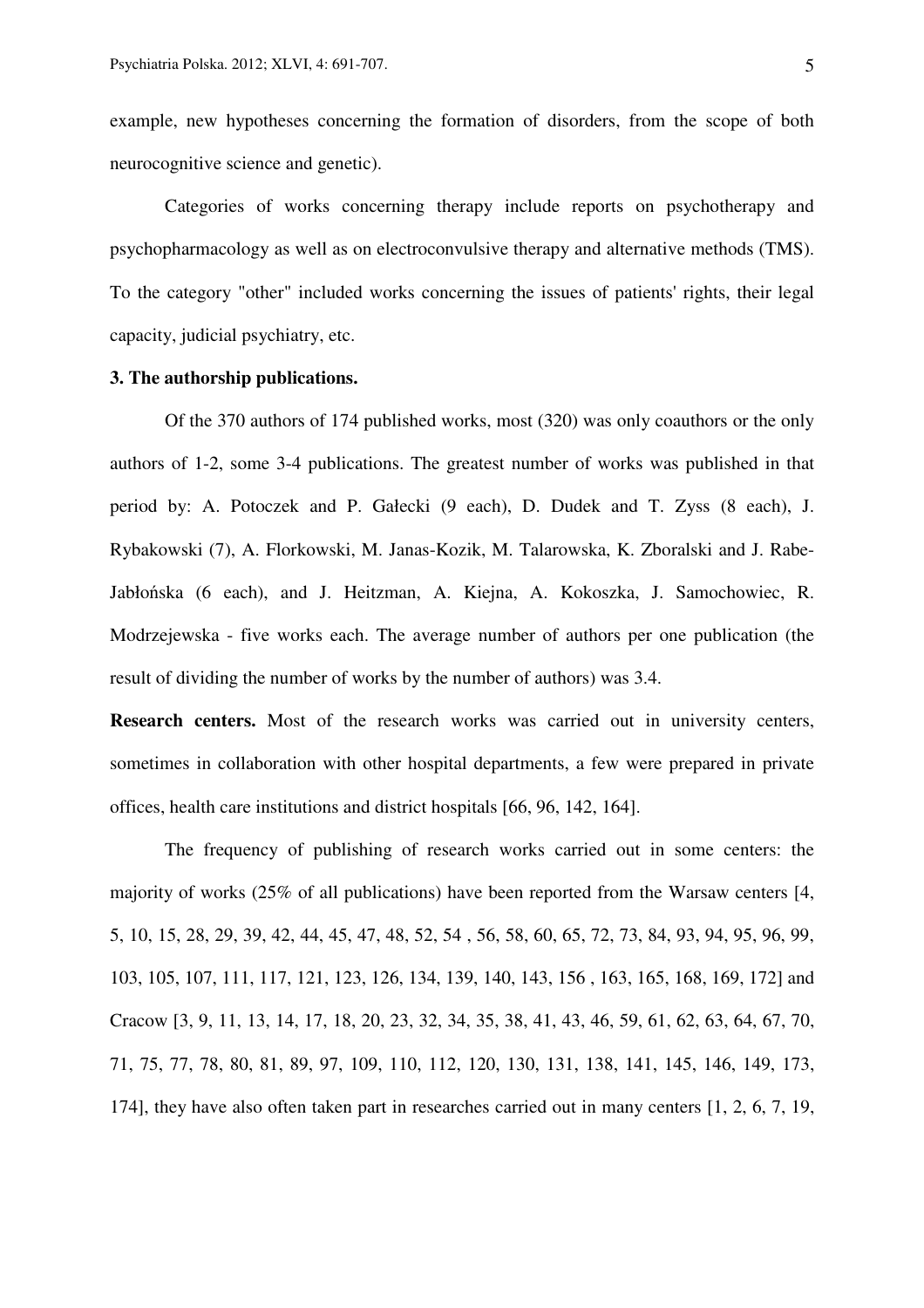example, new hypotheses concerning the formation of disorders, from the scope of both neurocognitive science and genetic).

Categories of works concerning therapy include reports on psychotherapy and psychopharmacology as well as on electroconvulsive therapy and alternative methods (TMS). To the category "other" included works concerning the issues of patients' rights, their legal capacity, judicial psychiatry, etc.

**3. The authorship publications.**

Of the 370 authors of 174 published works, most (320) was only coauthors or the only authors of 1-2, some 3-4 publications. The greatest number of works was published in that period by: A. Potoczek and P. Gałecki (9 each), D. Dudek and T. Zyss (8 each), J. Rybakowski (7), A. Florkowski, M. Janas-Kozik, M. Talarowska, K. Zboralski and J. Rabe-Jabłońska (6 each), and J. Heitzman, A. Kiejna, A. Kokoszka, J. Samochowiec, R. Modrzejewska - five works each. The average number of authors per one publication (the result of dividing the number of works by the number of authors) was 3.4.

**Research centers.** Most of the research works was carried out in university centers, sometimes in collaboration with other hospital departments, a few were prepared in private offices, health care institutions and district hospitals [66, 96, 142, 164].

The frequency of publishing of research works carried out in some centers: the majority of works (25% of all publications) have been reported from the Warsaw centers [4, 5, 10, 15, 28, 29, 39, 42, 44, 45, 47, 48, 52, 54 , 56, 58, 60, 65, 72, 73, 84, 93, 94, 95, 96, 99, 103, 105, 107, 111, 117, 121, 123, 126, 134, 139, 140, 143, 156 , 163, 165, 168, 169, 172] and Cracow [3, 9, 11, 13, 14, 17, 18, 20, 23, 32, 34, 35, 38, 41, 43, 46, 59, 61, 62, 63, 64, 67, 70, 71, 75, 77, 78, 80, 81, 89, 97, 109, 110, 112, 120, 130, 131, 138, 141, 145, 146, 149, 173, 174], they have also often taken part in researches carried out in many centers [1, 2, 6, 7, 19,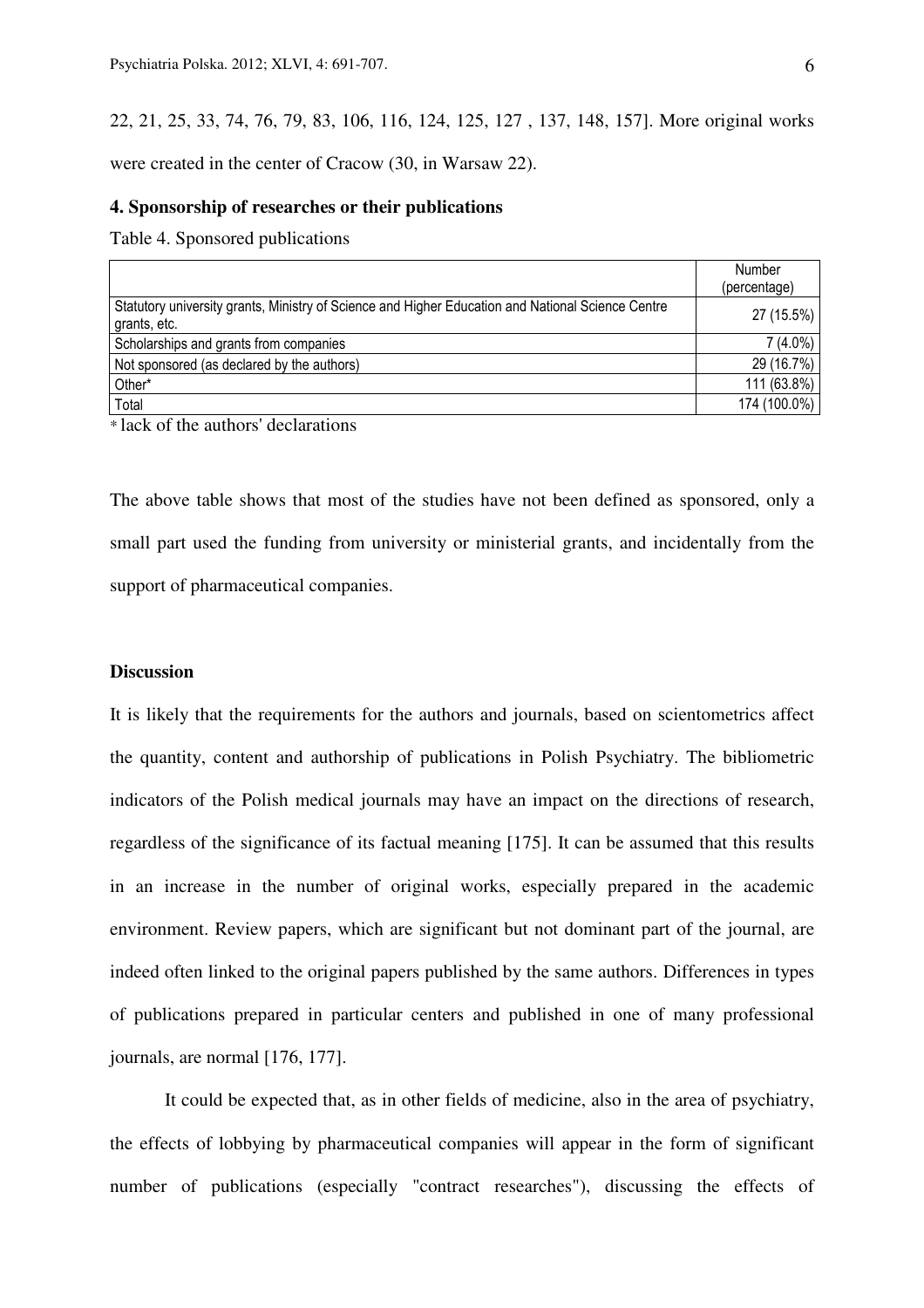22, 21, 25, 33, 74, 76, 79, 83, 106, 116, 124, 125, 127 , 137, 148, 157]. More original works were created in the center of Cracow (30, in Warsaw 22).

**4. Sponsorship of researches or their publications**

Table 4. Sponsored publications

| | Number (percentage) |
|---|---|
| Statutory university grants, Ministry of Science and Higher Education and National Science Centre grants, etc. | 27 (15.5%) |
| Scholarships and grants from companies | 7 (4.0%) |
| Not sponsored (as declared by the authors) | 29 (16.7%) |
| Other* | 111 (63.8%) |
| Total | 174 (100.0%) |

* lack of the authors' declarations

The above table shows that most of the studies have not been defined as sponsored, only a small part used the funding from university or ministerial grants, and incidentally from the support of pharmaceutical companies.

**Discussion**

It is likely that the requirements for the authors and journals, based on scientometrics affect the quantity, content and authorship of publications in Polish Psychiatry. The bibliometric indicators of the Polish medical journals may have an impact on the directions of research, regardless of the significance of its factual meaning [175]. It can be assumed that this results in an increase in the number of original works, especially prepared in the academic environment. Review papers, which are significant but not dominant part of the journal, are indeed often linked to the original papers published by the same authors. Differences in types of publications prepared in particular centers and published in one of many professional journals, are normal [176, 177].

It could be expected that, as in other fields of medicine, also in the area of psychiatry, the effects of lobbying by pharmaceutical companies will appear in the form of significant number of publications (especially "contract researches"), discussing the effects of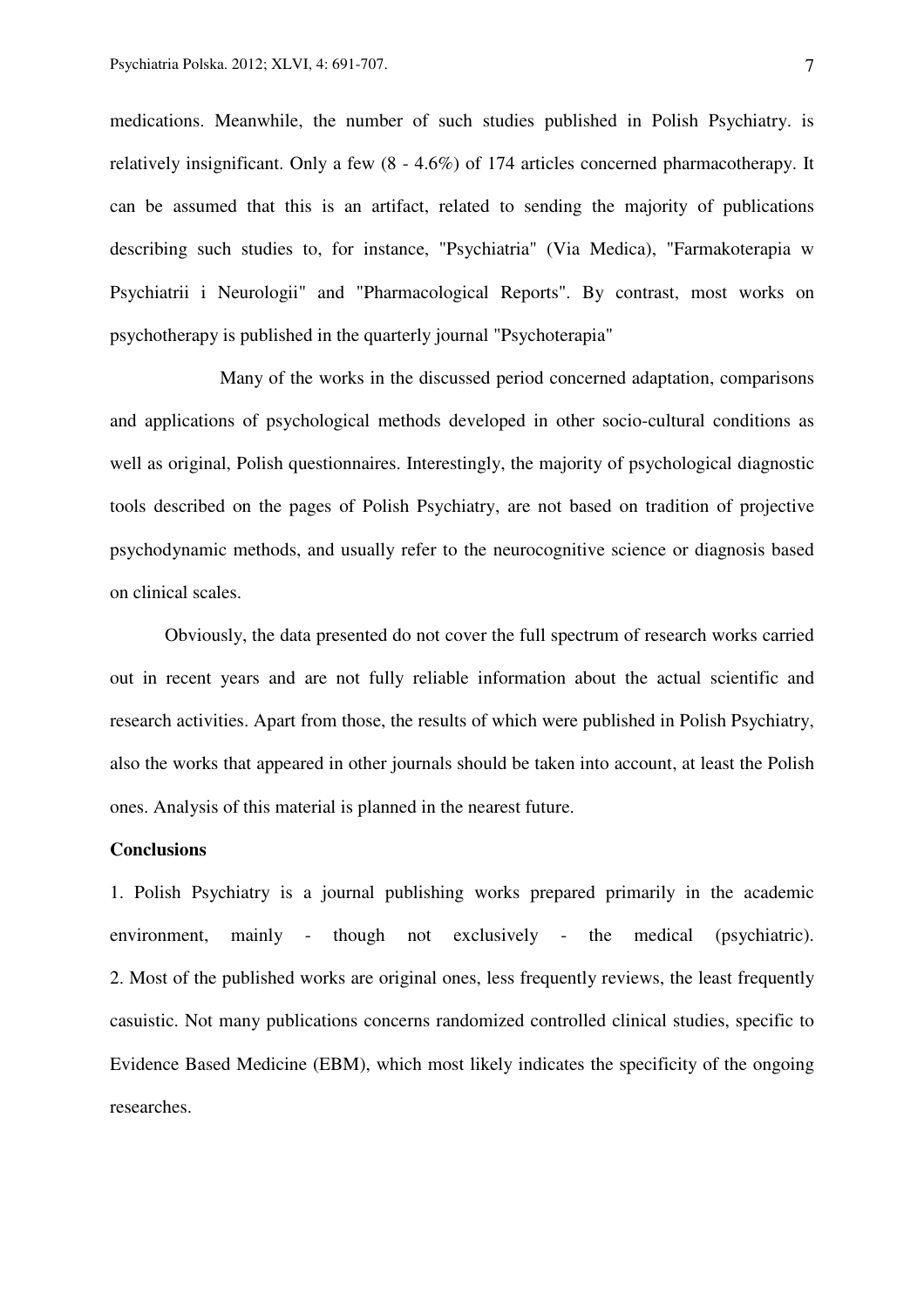medications. Meanwhile, the number of such studies published in Polish Psychiatry. is relatively insignificant. Only a few (8 - 4.6%) of 174 articles concerned pharmacotherapy. It can be assumed that this is an artifact, related to sending the majority of publications describing such studies to, for instance, "Psychiatria" (Via Medica), "Farmakoterapia w Psychiatrii i Neurologii" and "Pharmacological Reports". By contrast, most works on psychotherapy is published in the quarterly journal "Psychoterapia"

Many of the works in the discussed period concerned adaptation, comparisons and applications of psychological methods developed in other socio-cultural conditions as well as original, Polish questionnaires. Interestingly, the majority of psychological diagnostic tools described on the pages of Polish Psychiatry, are not based on tradition of projective psychodynamic methods, and usually refer to the neurocognitive science or diagnosis based on clinical scales.

Obviously, the data presented do not cover the full spectrum of research works carried out in recent years and are not fully reliable information about the actual scientific and research activities. Apart from those, the results of which were published in Polish Psychiatry, also the works that appeared in other journals should be taken into account, at least the Polish ones. Analysis of this material is planned in the nearest future.

**Conclusions**

1. Polish Psychiatry is a journal publishing works prepared primarily in the academic environment, mainly - though not exclusively - the medical (psychiatric).
2. Most of the published works are original ones, less frequently reviews, the least frequently casuistic. Not many publications concerns randomized controlled clinical studies, specific to Evidence Based Medicine (EBM), which most likely indicates the specificity of the ongoing researches.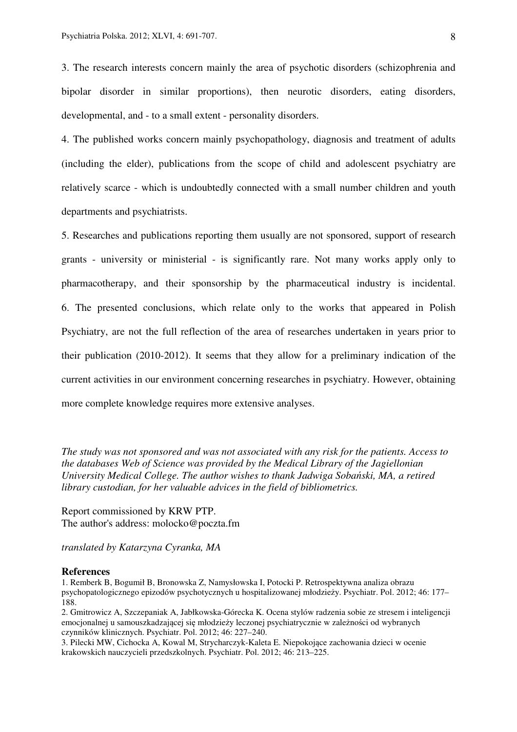3. The research interests concern mainly the area of psychotic disorders (schizophrenia and bipolar disorder in similar proportions), then neurotic disorders, eating disorders, developmental, and - to a small extent - personality disorders.

4. The published works concern mainly psychopathology, diagnosis and treatment of adults (including the elder), publications from the scope of child and adolescent psychiatry are relatively scarce - which is undoubtedly connected with a small number children and youth departments and psychiatrists.

5. Researches and publications reporting them usually are not sponsored, support of research grants - university or ministerial - is significantly rare. Not many works apply only to pharmacotherapy, and their sponsorship by the pharmaceutical industry is incidental.

6. The presented conclusions, which relate only to the works that appeared in Polish Psychiatry, are not the full reflection of the area of researches undertaken in years prior to their publication (2010-2012). It seems that they allow for a preliminary indication of the current activities in our environment concerning researches in psychiatry. However, obtaining more complete knowledge requires more extensive analyses.

*The study was not sponsored and was not associated with any risk for the patients. Access to the databases Web of Science was provided by the Medical Library of the Jagiellonian University Medical College. The author wishes to thank Jadwiga Sobański, MA, a retired library custodian, for her valuable advices in the field of bibliometrics.*

Report commissioned by KRW PTP.
The author's address: molocko@poczta.fm

*translated by Katarzyna Cyranka, MA*

## References

1. Remberk B, Bogumił B, Bronowska Z, Namysłowska I, Potocki P. Retrospektywna analiza obrazu psychopatologicznego epizodów psychotycznych u hospitalizowanej młodzieży. Psychiatr. Pol. 2012; 46: 177–188.
2. Gmitrowicz A, Szczepaniak A, Jabłkowska-Górecka K. Ocena stylów radzenia sobie ze stresem i inteligencji emocjonalnej u samouszkadzającej się młodzieży leczonej psychiatrycznie w zależności od wybranych czynników klinicznych. Psychiatr. Pol. 2012; 46: 227–240.
3. Pilecki MW, Cichocka A, Kowal M, Strycharczyk-Kaleta E. Niepokojące zachowania dzieci w ocenie krakowskich nauczycieli przedszkolnych. Psychiatr. Pol. 2012; 46: 213–225.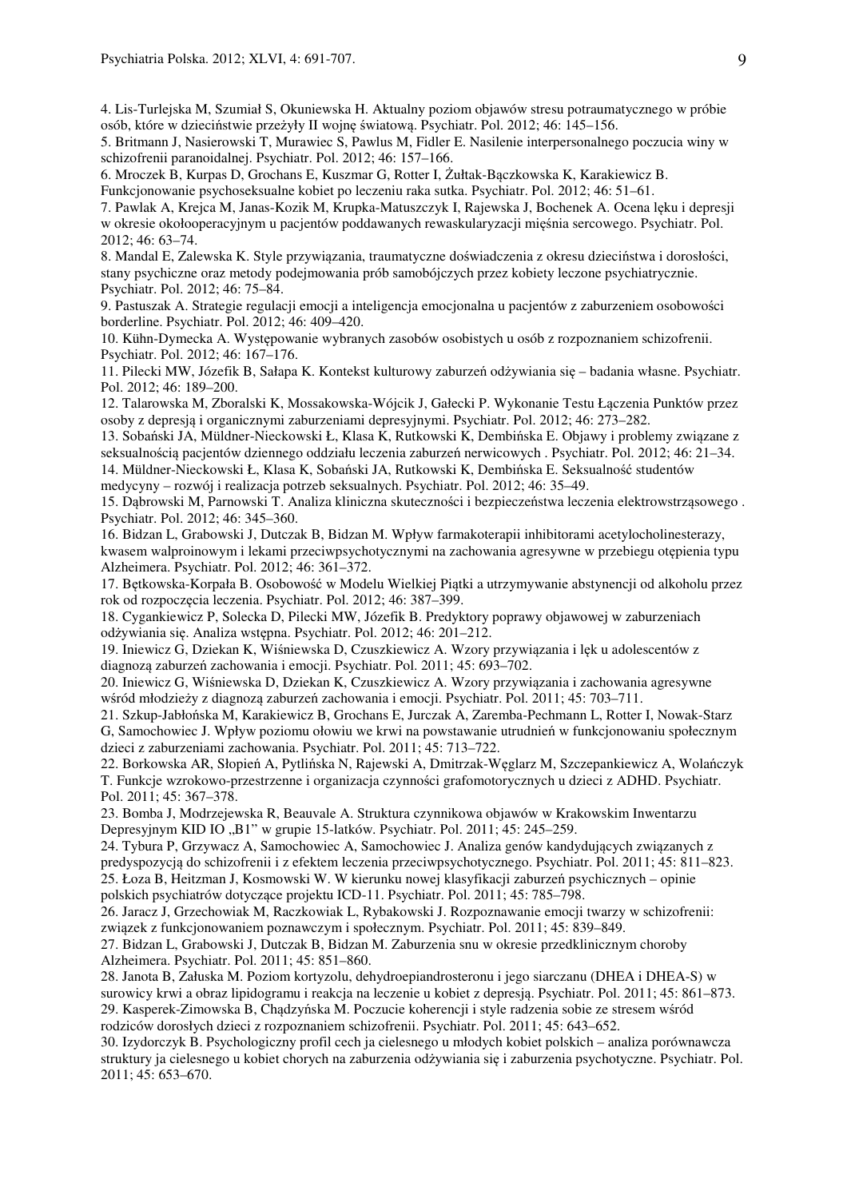4. Lis-Turlejska M, Szumiał S, Okuniewska H. Aktualny poziom objawów stresu potraumatycznego w próbie osób, które w dzieciństwie przeżyły II wojnę światową. Psychiatr. Pol. 2012; 46: 145–156.
5. Britmann J, Nasierowski T, Murawiec S, Pawlus M, Fidler E. Nasilenie interpersonalnego poczucia winy w schizofrenii paranoidalnej. Psychiatr. Pol. 2012; 46: 157–166.
6. Mroczek B, Kurpas D, Grochans E, Kuszmar G, Rotter I, Żułtak-Bączkowska K, Karakiewicz B. Funkcjonowanie psychoseksualne kobiet po leczeniu raka sutka. Psychiatr. Pol. 2012; 46: 51–61.
7. Pawlak A, Krejca M, Janas-Kozik M, Krupka-Matuszczyk I, Rajewska J, Bochenek A. Ocena lęku i depresji w okresie okołooperacyjnym u pacjentów poddawanych rewaskularyzacji mięśnia sercowego. Psychiatr. Pol. 2012; 46: 63–74.
8. Mandal E, Zalewska K. Style przywiązania, traumatyczne doświadczenia z okresu dzieciństwa i dorosłości, stany psychiczne oraz metody podejmowania prób samobójczych przez kobiety leczone psychiatrycznie. Psychiatr. Pol. 2012; 46: 75–84.
9. Pastuszak A. Strategie regulacji emocji a inteligencja emocjonalna u pacjentów z zaburzeniem osobowości borderline. Psychiatr. Pol. 2012; 46: 409–420.
10. Kühn-Dymecka A. Występowanie wybranych zasobów osobistych u osób z rozpoznaniem schizofrenii. Psychiatr. Pol. 2012; 46: 167–176.
11. Pilecki MW, Józefik B, Sałapa K. Kontekst kulturowy zaburzeń odżywiania się – badania własne. Psychiatr. Pol. 2012; 46: 189–200.
12. Talarowska M, Zboralski K, Mossakowska-Wójcik J, Gałecki P. Wykonanie Testu Łączenia Punktów przez osoby z depresją i organicznymi zaburzeniami depresyjnymi. Psychiatr. Pol. 2012; 46: 273–282.
13. Sobański JA, Müldner-Nieckowski Ł, Klasa K, Rutkowski K, Dembińska E. Objawy i problemy związane z seksualnością pacjentów dziennego oddziału leczenia zaburzeń nerwicowych . Psychiatr. Pol. 2012; 46: 21–34.
14. Müldner-Nieckowski Ł, Klasa K, Sobański JA, Rutkowski K, Dembińska E. Seksualność studentów medycyny – rozwój i realizacja potrzeb seksualnych. Psychiatr. Pol. 2012; 46: 35–49.
15. Dąbrowski M, Parnowski T. Analiza kliniczna skuteczności i bezpieczeństwa leczenia elektrowstrząsowego . Psychiatr. Pol. 2012; 46: 345–360.
16. Bidzan L, Grabowski J, Dutczak B, Bidzan M. Wpływ farmakoterapii inhibitorami acetylocholinesterazy, kwasem walproinowym i lekami przeciwpsychotycznymi na zachowania agresywne w przebiegu otępienia typu Alzheimera. Psychiatr. Pol. 2012; 46: 361–372.
17. Bętkowska-Korpała B. Osobowość w Modelu Wielkiej Piątki a utrzymywanie abstynencji od alkoholu przez rok od rozpoczęcia leczenia. Psychiatr. Pol. 2012; 46: 387–399.
18. Cygankiewicz P, Solecka D, Pilecki MW, Józefik B. Predyktory poprawy objawowej w zaburzeniach odżywiania się. Analiza wstępna. Psychiatr. Pol. 2012; 46: 201–212.
19. Iniewicz G, Dziekan K, Wiśniewska D, Czuszkiewicz A. Wzory przywiązania i lęk u adolescentów z diagnozą zaburzeń zachowania i emocji. Psychiatr. Pol. 2011; 45: 693–702.
20. Iniewicz G, Wiśniewska D, Dziekan K, Czuszkiewicz A. Wzory przywiązania i zachowania agresywne wśród młodzieży z diagnozą zaburzeń zachowania i emocji. Psychiatr. Pol. 2011; 45: 703–711.
21. Szkup-Jabłońska M, Karakiewicz B, Grochans E, Jurczak A, Zaremba-Pechmann L, Rotter I, Nowak-Starz G, Samochowiec J. Wpływ poziomu ołowiu we krwi na powstawanie utrudnień w funkcjonowaniu społecznym dzieci z zaburzeniami zachowania. Psychiatr. Pol. 2011; 45: 713–722.
22. Borkowska AR, Słopień A, Pytlińska N, Rajewski A, Dmitrzak-Węglarz M, Szczepankiewicz A, Wolańczyk T. Funkcje wzrokowo-przestrzenne i organizacja czynności grafomotorycznych u dzieci z ADHD. Psychiatr. Pol. 2011; 45: 367–378.
23. Bomba J, Modrzejewska R, Beauvale A. Struktura czynnikowa objawów w Krakowskim Inwentarzu Depresyjnym KID IO „B1" w grupie 15-latków. Psychiatr. Pol. 2011; 45: 245–259.
24. Tybura P, Grzywacz A, Samochowiec A, Samochowiec J. Analiza genów kandydujących związanych z predyspozycją do schizofrenii i z efektem leczenia przeciwpsychotycznego. Psychiatr. Pol. 2011; 45: 811–823.
25. Łoza B, Heitzman J, Kosmowski W. W kierunku nowej klasyfikacji zaburzeń psychicznych – opinie polskich psychiatrów dotyczące projektu ICD-11. Psychiatr. Pol. 2011; 45: 785–798.
26. Jaracz J, Grzechowiak M, Raczkowiak L, Rybakowski J. Rozpoznawanie emocji twarzy w schizofrenii: związek z funkcjonowaniem poznawczym i społecznym. Psychiatr. Pol. 2011; 45: 839–849.
27. Bidzan L, Grabowski J, Dutczak B, Bidzan M. Zaburzenia snu w okresie przedklinicznym choroby Alzheimera. Psychiatr. Pol. 2011; 45: 851–860.
28. Janota B, Załuska M. Poziom kortyzolu, dehydroepiandrosteronu i jego siarczanu (DHEA i DHEA-S) w surowicy krwi a obraz lipidogramu i reakcja na leczenie u kobiet z depresją. Psychiatr. Pol. 2011; 45: 861–873.
29. Kasperek-Zimowska B, Chądzyńska M. Poczucie koherencji i style radzenia sobie ze stresem wśród rodziców dorosłych dzieci z rozpoznaniem schizofrenii. Psychiatr. Pol. 2011; 45: 643–652.
30. Izydorczyk B. Psychologiczny profil cech ja cielesnego u młodych kobiet polskich – analiza porównawcza struktury ja cielesnego u kobiet chorych na zaburzenia odżywiania się i zaburzenia psychotyczne. Psychiatr. Pol. 2011; 45: 653–670.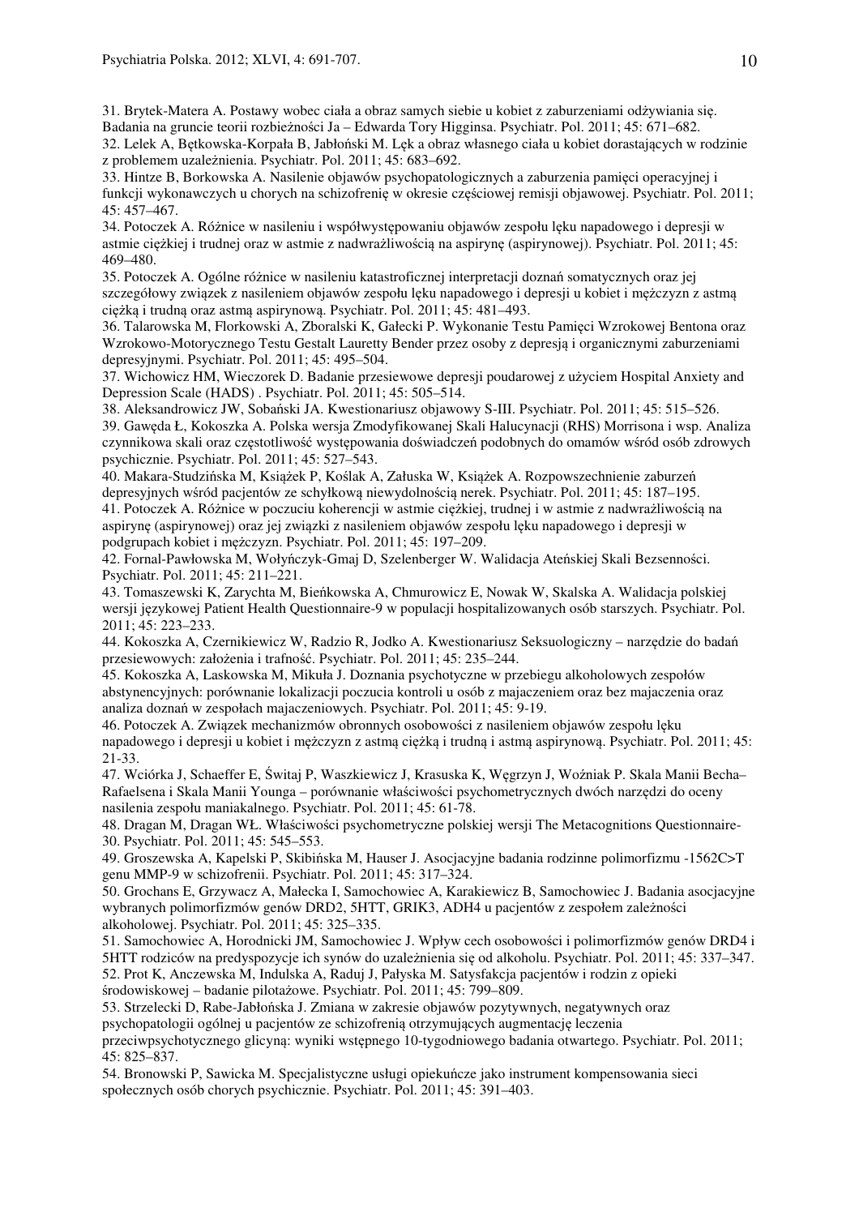31. Brytek-Matera A. Postawy wobec ciała a obraz samych siebie u kobiet z zaburzeniami odżywiania się. Badania na gruncie teorii rozbieżności Ja – Edwarda Tory Higginsa. Psychiatr. Pol. 2011; 45: 671–682.

32. Lelek A, Bętkowska-Korpała B, Jabłoński M. Lęk a obraz własnego ciała u kobiet dorastających w rodzinie z problemem uzależnienia. Psychiatr. Pol. 2011; 45: 683–692.

33. Hintze B, Borkowska A. Nasilenie objawów psychopatologicznych a zaburzenia pamięci operacyjnej i funkcji wykonawczych u chorych na schizofrenię w okresie częściowej remisji objawowej. Psychiatr. Pol. 2011; 45: 457–467.

34. Potoczek A. Różnice w nasileniu i współwystępowaniu objawów zespołu lęku napadowego i depresji w astmie ciężkiej i trudnej oraz w astmie z nadwrażliwością na aspirynę (aspirynowej). Psychiatr. Pol. 2011; 45: 469–480.

35. Potoczek A. Ogólne różnice w nasileniu katastroficznej interpretacji doznań somatycznych oraz jej szczegółowy związek z nasileniem objawów zespołu lęku napadowego i depresji u kobiet i mężczyzn z astmą ciężką i trudną oraz astmą aspirynową. Psychiatr. Pol. 2011; 45: 481–493.

36. Talarowska M, Florkowski A, Zboralski K, Gałecki P. Wykonanie Testu Pamięci Wzrokowej Bentona oraz Wzrokowo-Motorycznego Testu Gestalt Lauretty Bender przez osoby z depresją i organicznymi zaburzeniami depresyjnymi. Psychiatr. Pol. 2011; 45: 495–504.

37. Wichowicz HM, Wieczorek D. Badanie przesiewowe depresji poudarowej z użyciem Hospital Anxiety and Depression Scale (HADS) . Psychiatr. Pol. 2011; 45: 505–514.

38. Aleksandrowicz JW, Sobański JA. Kwestionariusz objawowy S-III. Psychiatr. Pol. 2011; 45: 515–526.

39. Gawęda Ł, Kokoszka A. Polska wersja Zmodyfikowanej Skali Halucynacji (RHS) Morrisona i wsp. Analiza czynnikowa skali oraz częstotliwość występowania doświadczeń podobnych do omamów wśród osób zdrowych psychicznie. Psychiatr. Pol. 2011; 45: 527–543.

40. Makara-Studzińska M, Książek P, Koślak A, Załuska W, Książek A. Rozpowszechnienie zaburzeń depresyjnych wśród pacjentów ze schyłkową niewydolnością nerek. Psychiatr. Pol. 2011; 45: 187–195.

41. Potoczek A. Różnice w poczuciu koherencji w astmie ciężkiej, trudnej i w astmie z nadwrażliwością na aspirynę (aspirynowej) oraz jej związki z nasileniem objawów zespołu lęku napadowego i depresji w podgrupach kobiet i mężczyzn. Psychiatr. Pol. 2011; 45: 197–209.

42. Fornal-Pawłowska M, Wołyńczyk-Gmaj D, Szelenberger W. Walidacja Ateńskiej Skali Bezsenności. Psychiatr. Pol. 2011; 45: 211–221.

43. Tomaszewski K, Zarychta M, Bieńkowska A, Chmurowicz E, Nowak W, Skalska A. Walidacja polskiej wersji językowej Patient Health Questionnaire-9 w populacji hospitalizowanych osób starszych. Psychiatr. Pol. 2011; 45: 223–233.

44. Kokoszka A, Czernikiewicz W, Radzio R, Jodko A. Kwestionariusz Seksuologiczny – narzędzie do badań przesiewowych: założenia i trafność. Psychiatr. Pol. 2011; 45: 235–244.

45. Kokoszka A, Laskowska M, Mikuła J. Doznania psychotyczne w przebiegu alkoholowych zespołów abstynencyjnych: porównanie lokalizacji poczucia kontroli u osób z majaczeniem oraz bez majaczenia oraz analiza doznań w zespołach majaczeniowych. Psychiatr. Pol. 2011; 45: 9-19.

46. Potoczek A. Związek mechanizmów obronnych osobowości z nasileniem objawów zespołu lęku napadowego i depresji u kobiet i mężczyzn z astmą ciężką i trudną i astmą aspirynową. Psychiatr. Pol. 2011; 45: 21-33.

47. Wciórka J, Schaeffer E, Świtaj P, Waszkiewicz J, Krasuska K, Węgrzyn J, Woźniak P. Skala Manii Becha–Rafaelsena i Skala Manii Younga – porównanie właściwości psychometrycznych dwóch narzędzi do oceny nasilenia zespołu maniakalnego. Psychiatr. Pol. 2011; 45: 61-78.

48. Dragan M, Dragan WŁ. Właściwości psychometryczne polskiej wersji The Metacognitions Questionnaire-30. Psychiatr. Pol. 2011; 45: 545–553.

49. Groszewska A, Kapelski P, Skibińska M, Hauser J. Asocjacyjne badania rodzinne polimorfizmu -1562C>T genu MMP-9 w schizofrenii. Psychiatr. Pol. 2011; 45: 317–324.

50. Grochans E, Grzywacz A, Małecka I, Samochowiec A, Karakiewicz B, Samochowiec J. Badania asocjacyjne wybranych polimorfizmów genów DRD2, 5HTT, GRIK3, ADH4 u pacjentów z zespołem zależności alkoholowej. Psychiatr. Pol. 2011; 45: 325–335.

51. Samochowiec A, Horodnicki JM, Samochowiec J. Wpływ cech osobowości i polimorfizmów genów DRD4 i 5HTT rodziców na predyspozycje ich synów do uzależnienia się od alkoholu. Psychiatr. Pol. 2011; 45: 337–347.

52. Prot K, Anczewska M, Indulska A, Raduj J, Pałyska M. Satysfakcja pacjentów i rodzin z opieki środowiskowej – badanie pilotażowe. Psychiatr. Pol. 2011; 45: 799–809.

53. Strzelecki D, Rabe-Jabłońska J. Zmiana w zakresie objawów pozytywnych, negatywnych oraz psychopatologii ogólnej u pacjentów ze schizofrenią otrzymujących augmentację leczenia przeciwpsychotycznego glicyną: wyniki wstępnego 10-tygodniowego badania otwartego. Psychiatr. Pol. 2011; 45: 825–837.

54. Bronowski P, Sawicka M. Specjalistyczne usługi opiekuńcze jako instrument kompensowania sieci społecznych osób chorych psychicznie. Psychiatr. Pol. 2011; 45: 391–403.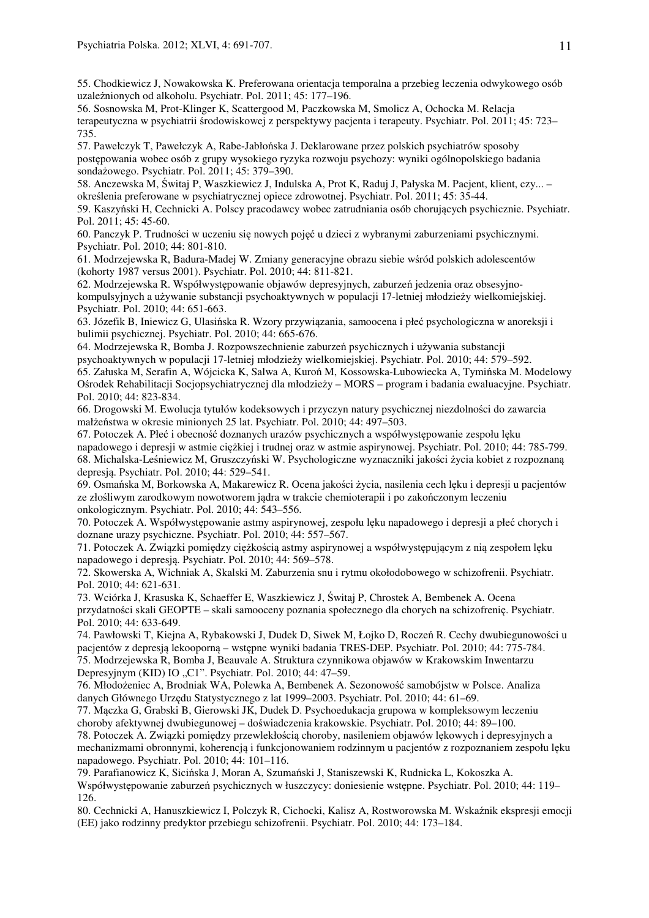55. Chodkiewicz J, Nowakowska K. Preferowana orientacja temporalna a przebieg leczenia odwykowego osób uzależnionych od alkoholu. Psychiatr. Pol. 2011; 45: 177–196.

56. Sosnowska M, Prot-Klinger K, Scattergood M, Paczkowska M, Smolicz A, Ochocka M. Relacja terapeutyczna w psychiatrii środowiskowej z perspektywy pacjenta i terapeuty. Psychiatr. Pol. 2011; 45: 723–735.

57. Pawełczyk T, Pawełczyk A, Rabe-Jabłońska J. Deklarowane przez polskich psychiatrów sposoby postępowania wobec osób z grupy wysokiego ryzyka rozwoju psychozy: wyniki ogólnopolskiego badania sondażowego. Psychiatr. Pol. 2011; 45: 379–390.

58. Anczewska M, Świtaj P, Waszkiewicz J, Indulska A, Prot K, Raduj J, Pałyska M. Pacjent, klient, czy... – określenia preferowane w psychiatrycznej opiece zdrowotnej. Psychiatr. Pol. 2011; 45: 35-44.

59. Kaszyński H, Cechnicki A. Polscy pracodawcy wobec zatrudniania osób chorujących psychicznie. Psychiatr. Pol. 2011; 45: 45-60.

60. Panczyk P. Trudności w uczeniu się nowych pojęć u dzieci z wybranymi zaburzeniami psychicznymi. Psychiatr. Pol. 2010; 44: 801-810.

61. Modrzejewska R, Badura-Madej W. Zmiany generacyjne obrazu siebie wśród polskich adolescentów (kohorty 1987 versus 2001). Psychiatr. Pol. 2010; 44: 811-821.

62. Modrzejewska R. Współwystępowanie objawów depresyjnych, zaburzeń jedzenia oraz obsesyjno-kompulsyjnych a używanie substancji psychoaktywnych w populacji 17-letniej młodzieży wielkomiejskiej. Psychiatr. Pol. 2010; 44: 651-663.

63. Józefik B, Iniewicz G, Ulasińska R. Wzory przywiązania, samoocena i płeć psychologiczna w anoreksji i bulimii psychicznej. Psychiatr. Pol. 2010; 44: 665-676.

64. Modrzejewska R, Bomba J. Rozpowszechnienie zaburzeń psychicznych i używania substancji psychoaktywnych w populacji 17-letniej młodzieży wielkomiejskiej. Psychiatr. Pol. 2010; 44: 579–592.

65. Załuska M, Serafin A, Wójcicka K, Salwa A, Kuroń M, Kossowska-Lubowiecka A, Tymińska M. Modelowy Ośrodek Rehabilitacji Socjopsychiatrycznej dla młodzieży – MORS – program i badania ewaluacyjne. Psychiatr. Pol. 2010; 44: 823-834.

66. Drogowski M. Ewolucja tytułów kodeksowych i przyczyn natury psychicznej niezdolności do zawarcia małżeństwa w okresie minionych 25 lat. Psychiatr. Pol. 2010; 44: 497–503.

67. Potoczek A. Płeć i obecność doznanych urazów psychicznych a współwystępowanie zespołu lęku napadowego i depresji w astmie ciężkiej i trudnej oraz w astmie aspirynowej. Psychiatr. Pol. 2010; 44: 785-799.

68. Michalska-Leśniewicz M, Gruszczyński W. Psychologiczne wyznaczniki jakości życia kobiet z rozpoznaną depresją. Psychiatr. Pol. 2010; 44: 529–541.

69. Osmańska M, Borkowska A, Makarewicz R. Ocena jakości życia, nasilenia cech lęku i depresji u pacjentów ze złośliwym zarodkowym nowotworem jądra w trakcie chemioterapii i po zakończonym leczeniu onkologicznym. Psychiatr. Pol. 2010; 44: 543–556.

70. Potoczek A. Współwystępowanie astmy aspirynowej, zespołu lęku napadowego i depresji a płeć chorych i doznane urazy psychiczne. Psychiatr. Pol. 2010; 44: 557–567.

71. Potoczek A. Związki pomiędzy ciężkością astmy aspirynowej a współwystępującym z nią zespołem lęku napadowego i depresją. Psychiatr. Pol. 2010; 44: 569–578.

72. Skowerska A, Wichniak A, Skalski M. Zaburzenia snu i rytmu okołodobowego w schizofrenii. Psychiatr. Pol. 2010; 44: 621-631.

73. Wciórka J, Krasuska K, Schaeffer E, Waszkiewicz J, Świtaj P, Chrostek A, Bembenek A. Ocena przydatności skali GEOPTE – skali samooceny poznania społecznego dla chorych na schizofrenię. Psychiatr. Pol. 2010; 44: 633-649.

74. Pawłowski T, Kiejna A, Rybakowski J, Dudek D, Siwek M, Łojko D, Roczeń R. Cechy dwubiegunowości u pacjentów z depresją lekooporną – wstępne wyniki badania TRES-DEP. Psychiatr. Pol. 2010; 44: 775-784.

75. Modrzejewska R, Bomba J, Beauvale A. Struktura czynnikowa objawów w Krakowskim Inwentarzu Depresyjnym (KID) IO „C1". Psychiatr. Pol. 2010; 44: 47–59.

76. Młodożeniec A, Brodniak WA, Polewka A, Bembenek A. Sezonowość samobójstw w Polsce. Analiza danych Głównego Urzędu Statystycznego z lat 1999–2003. Psychiatr. Pol. 2010; 44: 61–69.

77. Mączka G, Grabski B, Gierowski JK, Dudek D. Psychoedukacja grupowa w kompleksowym leczeniu choroby afektywnej dwubiegunowej – doświadczenia krakowskie. Psychiatr. Pol. 2010; 44: 89–100.

78. Potoczek A. Związki pomiędzy przewlekłością choroby, nasileniem objawów lękowych i depresyjnych a mechanizmami obronnymi, koherencją i funkcjonowaniem rodzinnym u pacjentów z rozpoznaniem zespołu lęku napadowego. Psychiatr. Pol. 2010; 44: 101–116.

79. Parafianowicz K, Sicińska J, Moran A, Szumański J, Staniszewski K, Rudnicka L, Kokoszka A. Współwystępowanie zaburzeń psychicznych w łuszczycy: doniesienie wstępne. Psychiatr. Pol. 2010; 44: 119–126.

80. Cechnicki A, Hanuszkiewicz I, Polczyk R, Cichocki, Kalisz A, Rostworowska M. Wskaźnik ekspresji emocji (EE) jako rodzinny predyktor przebiegu schizofrenii. Psychiatr. Pol. 2010; 44: 173–184.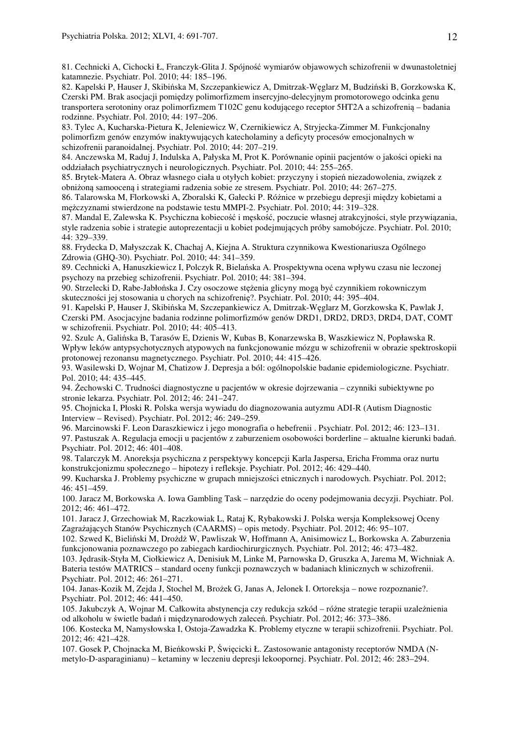81. Cechnicki A, Cichocki Ł, Franczyk-Glita J. Spójność wymiarów objawowych schizofrenii w dwunastoletniej katamnezie. Psychiatr. Pol. 2010; 44: 185–196.

82. Kapelski P, Hauser J, Skibińska M, Szczepankiewicz A, Dmitrzak-Węglarz M, Budziński B, Gorzkowska K, Czerski PM. Brak asocjacji pomiędzy polimorfizmem insercyjno-delecyjnym promotorowego odcinka genu transportera serotoniny oraz polimorfizmem T102C genu kodującego receptor 5HT2A a schizofrenią – badania rodzinne. Psychiatr. Pol. 2010; 44: 197–206.

83. Tylec A, Kucharska-Pietura K, Jeleniewicz W, Czernikiewicz A, Stryjecka-Zimmer M. Funkcjonalny polimorfizm genów enzymów inaktywujących katecholaminy a deficyty procesów emocjonalnych w schizofrenii paranoidalnej. Psychiatr. Pol. 2010; 44: 207–219.

84. Anczewska M, Raduj J, Indulska A, Pałyska M, Prot K. Porównanie opinii pacjentów o jakości opieki na oddziałach psychiatrycznych i neurologicznych. Psychiatr. Pol. 2010; 44: 255–265.

85. Brytek-Matera A. Obraz własnego ciała u otyłych kobiet: przyczyny i stopień niezadowolenia, związek z obniżoną samooceną i strategiami radzenia sobie ze stresem. Psychiatr. Pol. 2010; 44: 267–275.

86. Talarowska M, Florkowski A, Zboralski K, Gałecki P. Różnice w przebiegu depresji między kobietami a mężczyznami stwierdzone na podstawie testu MMPI-2. Psychiatr. Pol. 2010; 44: 319–328.

87. Mandal E, Zalewska K. Psychiczna kobiecość i męskość, poczucie własnej atrakcyjności, style przywiązania, style radzenia sobie i strategie autoprezentacji u kobiet podejmujących próby samobójcze. Psychiatr. Pol. 2010; 44: 329–339.

88. Frydecka D, Małyszczak K, Chachaj A, Kiejna A. Struktura czynnikowa Kwestionariusza Ogólnego Zdrowia (GHQ-30). Psychiatr. Pol. 2010; 44: 341–359.

89. Cechnicki A, Hanuszkiewicz I, Polczyk R, Bielańska A. Prospektywna ocena wpływu czasu nie leczonej psychozy na przebieg schizofrenii. Psychiatr. Pol. 2010; 44: 381–394.

90. Strzelecki D, Rabe-Jabłońska J. Czy osoczowe stężenia glicyny mogą być czynnikiem rokowniczym skuteczności jej stosowania u chorych na schizofrenię?. Psychiatr. Pol. 2010; 44: 395–404.

91. Kapelski P, Hauser J, Skibińska M, Szczepankiewicz A, Dmitrzak-Węglarz M, Gorzkowska K, Pawlak J, Czerski PM. Asocjacyjne badania rodzinne polimorfizmów genów DRD1, DRD2, DRD3, DRD4, DAT, COMT w schizofrenii. Psychiatr. Pol. 2010; 44: 405–413.

92. Szulc A, Galińska B, Tarasów E, Dzienis W, Kubas B, Konarzewska B, Waszkiewicz N, Popławska R. Wpływ leków antypsychotycznych atypowych na funkcjonowanie mózgu w schizofrenii w obrazie spektroskopii protonowej rezonansu magnetycznego. Psychiatr. Pol. 2010; 44: 415–426.

93. Wasilewski D, Wojnar M, Chatizow J. Depresja a ból: ogólnopolskie badanie epidemiologiczne. Psychiatr. Pol. 2010; 44: 435–445.

94. Żechowski C. Trudności diagnostyczne u pacjentów w okresie dojrzewania – czynniki subiektywne po stronie lekarza. Psychiatr. Pol. 2012; 46: 241–247.

95. Chojnicka I, Płoski R. Polska wersja wywiadu do diagnozowania autyzmu ADI-R (Autism Diagnostic Interview – Revised). Psychiatr. Pol. 2012; 46: 249–259.

96. Marcinowski F. Leon Daraszkiewicz i jego monografia o hebefrenii . Psychiatr. Pol. 2012; 46: 123–131.

97. Pastuszak A. Regulacja emocji u pacjentów z zaburzeniem osobowości borderline – aktualne kierunki badań. Psychiatr. Pol. 2012; 46: 401–408.

98. Talarczyk M. Anoreksja psychiczna z perspektywy koncepcji Karla Jaspersa, Ericha Fromma oraz nurtu konstrukcjonizmu społecznego – hipotezy i refleksje. Psychiatr. Pol. 2012; 46: 429–440.

99. Kucharska J. Problemy psychiczne w grupach mniejszości etnicznych i narodowych. Psychiatr. Pol. 2012; 46: 451–459.

100. Jaracz M, Borkowska A. Iowa Gambling Task – narzędzie do oceny podejmowania decyzji. Psychiatr. Pol. 2012; 46: 461–472.

101. Jaracz J, Grzechowiak M, Raczkowiak L, Rataj K, Rybakowski J. Polska wersja Kompleksowej Oceny Zagrażających Stanów Psychicznych (CAARMS) – opis metody. Psychiatr. Pol. 2012; 46: 95–107.

102. Szwed K, Bieliński M, Drożdż W, Pawliszak W, Hoffmann A, Anisimowicz L, Borkowska A. Zaburzenia funkcjonowania poznawczego po zabiegach kardiochirurgicznych. Psychiatr. Pol. 2012; 46: 473–482.

103. Jędrasik-Styła M, Ciołkiewicz A, Denisiuk M, Linke M, Parnowska D, Gruszka A, Jarema M, Wichniak A. Bateria testów MATRICS – standard oceny funkcji poznawczych w badaniach klinicznych w schizofrenii. Psychiatr. Pol. 2012; 46: 261–271.

104. Janas-Kozik M, Zejda J, Stochel M, Brożek G, Janas A, Jelonek I. Ortoreksja – nowe rozpoznanie?. Psychiatr. Pol. 2012; 46: 441–450.

105. Jakubczyk A, Wojnar M. Całkowita abstynencja czy redukcja szkód – różne strategie terapii uzależnienia od alkoholu w świetle badań i międzynarodowych zaleceń. Psychiatr. Pol. 2012; 46: 373–386.

106. Kostecka M, Namysłowska I, Ostoja-Zawadzka K. Problemy etyczne w terapii schizofrenii. Psychiatr. Pol. 2012; 46: 421–428.

107. Gosek P, Chojnacka M, Bieńkowski P, Święcicki Ł. Zastosowanie antagonisty receptorów NMDA (N-metylo-D-asparaginianu) – ketaminy w leczeniu depresji lekoopornej. Psychiatr. Pol. 2012; 46: 283–294.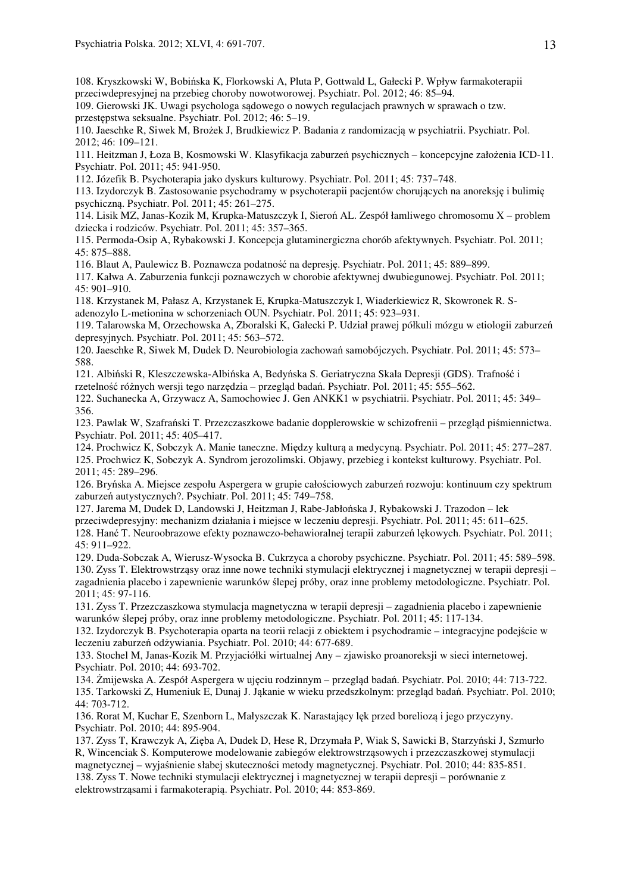108. Kryszkowski W, Bobińska K, Florkowski A, Pluta P, Gottwald L, Gałecki P. Wpływ farmakoterapii przeciwdepresyjnej na przebieg choroby nowotworowej. Psychiatr. Pol. 2012; 46: 85–94.
109. Gierowski JK. Uwagi psychologa sądowego o nowych regulacjach prawnych w sprawach o tzw. przestępstwa seksualne. Psychiatr. Pol. 2012; 46: 5–19.
110. Jaeschke R, Siwek M, Brożek J, Brudkiewicz P. Badania z randomizacją w psychiatrii. Psychiatr. Pol. 2012; 46: 109–121.
111. Heitzman J, Łoza B, Kosmowski W. Klasyfikacja zaburzeń psychicznych – koncepcyjne założenia ICD-11. Psychiatr. Pol. 2011; 45: 941-950.
112. Józefik B. Psychoterapia jako dyskurs kulturowy. Psychiatr. Pol. 2011; 45: 737–748.
113. Izydorczyk B. Zastosowanie psychodramy w psychoterapii pacjentów chorujących na anoreksję i bulimię psychiczną. Psychiatr. Pol. 2011; 45: 261–275.
114. Lisik MZ, Janas-Kozik M, Krupka-Matuszczyk I, Sieroń AL. Zespół łamliwego chromosomu X – problem dziecka i rodziców. Psychiatr. Pol. 2011; 45: 357–365.
115. Permoda-Osip A, Rybakowski J. Koncepcja glutaminergiczna chorób afektywnych. Psychiatr. Pol. 2011; 45: 875–888.
116. Blaut A, Paulewicz B. Poznawcza podatność na depresję. Psychiatr. Pol. 2011; 45: 889–899.
117. Kałwa A. Zaburzenia funkcji poznawczych w chorobie afektywnej dwubiegunowej. Psychiatr. Pol. 2011; 45: 901–910.
118. Krzystanek M, Pałasz A, Krzystanek E, Krupka-Matuszczyk I, Wiaderkiewicz R, Skowronek R. S-adenozylo L-metionina w schorzeniach OUN. Psychiatr. Pol. 2011; 45: 923–931.
119. Talarowska M, Orzechowska A, Zboralski K, Gałecki P. Udział prawej półkuli mózgu w etiologii zaburzeń depresyjnych. Psychiatr. Pol. 2011; 45: 563–572.
120. Jaeschke R, Siwek M, Dudek D. Neurobiologia zachowań samobójczych. Psychiatr. Pol. 2011; 45: 573–588.
121. Albiński R, Kleszczewska-Albińska A, Bedyńska S. Geriatryczna Skala Depresji (GDS). Trafność i rzetelność różnych wersji tego narzędzia – przegląd badań. Psychiatr. Pol. 2011; 45: 555–562.
122. Suchanecka A, Grzywacz A, Samochowiec J. Gen ANKK1 w psychiatrii. Psychiatr. Pol. 2011; 45: 349–356.
123. Pawlak W, Szafrański T. Przezczaszkowe badanie dopplerowskie w schizofrenii – przegląd piśmiennictwa. Psychiatr. Pol. 2011; 45: 405–417.
124. Prochwicz K, Sobczyk A. Manie taneczne. Między kulturą a medycyną. Psychiatr. Pol. 2011; 45: 277–287.
125. Prochwicz K, Sobczyk A. Syndrom jerozolimski. Objawy, przebieg i kontekst kulturowy. Psychiatr. Pol. 2011; 45: 289–296.
126. Bryńska A. Miejsce zespołu Aspergera w grupie całościowych zaburzeń rozwoju: kontinuum czy spektrum zaburzeń autystycznych?. Psychiatr. Pol. 2011; 45: 749–758.
127. Jarema M, Dudek D, Landowski J, Heitzman J, Rabe-Jabłońska J, Rybakowski J. Trazodon – lek przeciwdepresyjny: mechanizm działania i miejsce w leczeniu depresji. Psychiatr. Pol. 2011; 45: 611–625.
128. Hanć T. Neuroobrazowe efekty poznawczo-behawioralnej terapii zaburzeń lękowych. Psychiatr. Pol. 2011; 45: 911–922.
129. Duda-Sobczak A, Wierusz-Wysocka B. Cukrzyca a choroby psychiczne. Psychiatr. Pol. 2011; 45: 589–598.
130. Zyss T. Elektrowstrząsy oraz inne nowe techniki stymulacji elektrycznej i magnetycznej w terapii depresji – zagadnienia placebo i zapewnienie warunków ślepej próby, oraz inne problemy metodologiczne. Psychiatr. Pol. 2011; 45: 97-116.
131. Zyss T. Przezczaszkowa stymulacja magnetyczna w terapii depresji – zagadnienia placebo i zapewnienie warunków ślepej próby, oraz inne problemy metodologiczne. Psychiatr. Pol. 2011; 45: 117-134.
132. Izydorczyk B. Psychoterapia oparta na teorii relacji z obiektem i psychodramie – integracyjne podejście w leczeniu zaburzeń odżywiania. Psychiatr. Pol. 2010; 44: 677-689.
133. Stochel M, Janas-Kozik M. Przyjaciółki wirtualnej Any – zjawisko proanoreksji w sieci internetowej. Psychiatr. Pol. 2010; 44: 693-702.
134. Żmijewska A. Zespół Aspergera w ujęciu rodzinnym – przegląd badań. Psychiatr. Pol. 2010; 44: 713-722.
135. Tarkowski Z, Humeniuk E, Dunaj J. Jąkanie w wieku przedszkolnym: przegląd badań. Psychiatr. Pol. 2010; 44: 703-712.
136. Rorat M, Kuchar E, Szenborn L, Małyszczak K. Narastający lęk przed boreliozą i jego przyczyny. Psychiatr. Pol. 2010; 44: 895-904.
137. Zyss T, Krawczyk A, Zięba A, Dudek D, Hese R, Drzymała P, Wiak S, Sawicki B, Starzyński J, Szmurło R, Wincenciak S. Komputerowe modelowanie zabiegów elektrowstrząsowych i przezczaszkowej stymulacji magnetycznej – wyjaśnienie słabej skuteczności metody magnetycznej. Psychiatr. Pol. 2010; 44: 835-851.
138. Zyss T. Nowe techniki stymulacji elektrycznej i magnetycznej w terapii depresji – porównanie z elektrowstrząsami i farmakoterapią. Psychiatr. Pol. 2010; 44: 853-869.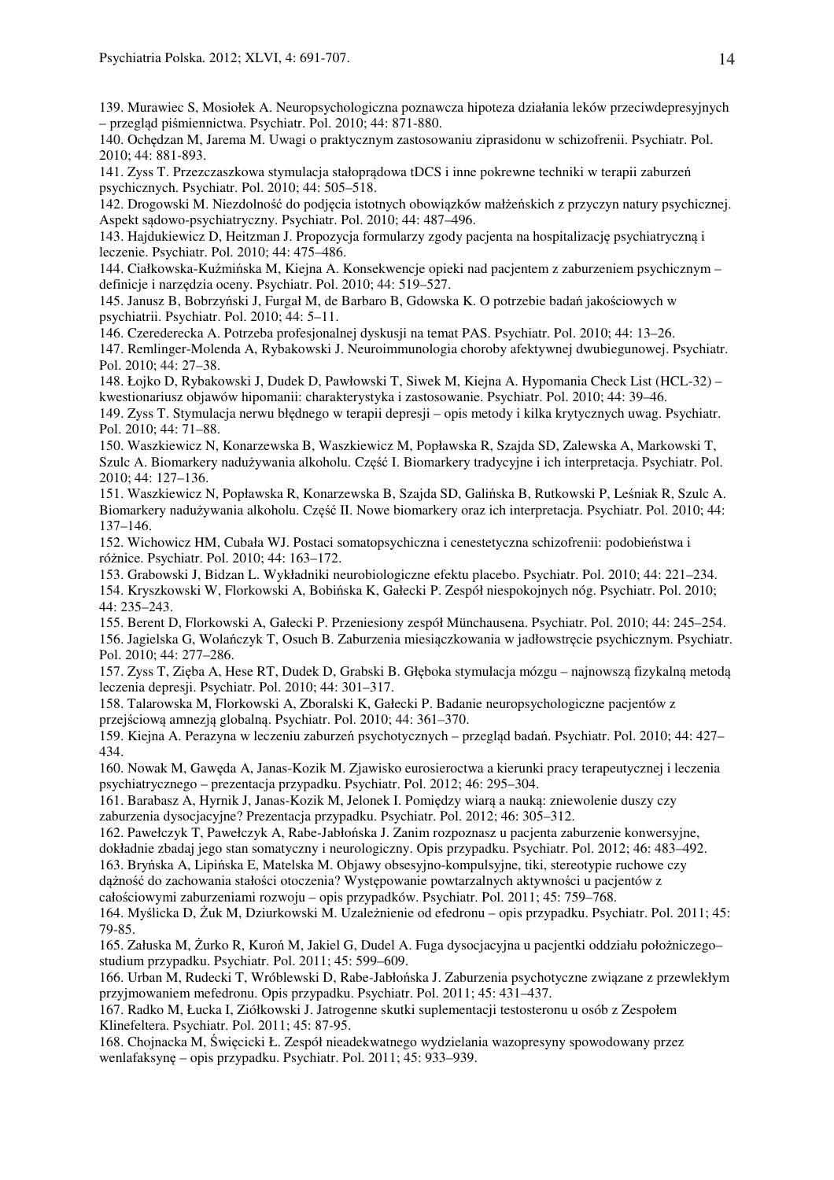139. Murawiec S, Mosiołek A. Neuropsychologiczna poznawcza hipoteza działania leków przeciwdepresyjnych – przegląd piśmiennictwa. Psychiatr. Pol. 2010; 44: 871-880.

140. Ochędzan M, Jarema M. Uwagi o praktycznym zastosowaniu ziprasidonu w schizofrenii. Psychiatr. Pol. 2010; 44: 881-893.

141. Zyss T. Przezczaszkowa stymulacja stałoprądowa tDCS i inne pokrewne techniki w terapii zaburzeń psychicznych. Psychiatr. Pol. 2010; 44: 505–518.

142. Drogowski M. Niezdolność do podjęcia istotnych obowiązków małżeńskich z przyczyn natury psychicznej. Aspekt sądowo-psychiatryczny. Psychiatr. Pol. 2010; 44: 487–496.

143. Hajdukiewicz D, Heitzman J. Propozycja formularzy zgody pacjenta na hospitalizację psychiatryczną i leczenie. Psychiatr. Pol. 2010; 44: 475–486.

144. Ciałkowska-Kuźmińska M, Kiejna A. Konsekwencje opieki nad pacjentem z zaburzeniem psychicznym – definicje i narzędzia oceny. Psychiatr. Pol. 2010; 44: 519–527.

145. Janusz B, Bobrzyński J, Furgał M, de Barbaro B, Gdowska K. O potrzebie badań jakościowych w psychiatrii. Psychiatr. Pol. 2010; 44: 5–11.

146. Czerederecka A. Potrzeba profesjonalnej dyskusji na temat PAS. Psychiatr. Pol. 2010; 44: 13–26.

147. Remlinger-Molenda A, Rybakowski J. Neuroimmunologia choroby afektywnej dwubiegunowej. Psychiatr. Pol. 2010; 44: 27–38.

148. Łojko D, Rybakowski J, Dudek D, Pawłowski T, Siwek M, Kiejna A. Hypomania Check List (HCL-32) – kwestionariusz objawów hipomanii: charakterystyka i zastosowanie. Psychiatr. Pol. 2010; 44: 39–46.

149. Zyss T. Stymulacja nerwu błędnego w terapii depresji – opis metody i kilka krytycznych uwag. Psychiatr. Pol. 2010; 44: 71–88.

150. Waszkiewicz N, Konarzewska B, Waszkiewicz M, Popławska R, Szajda SD, Zalewska A, Markowski T, Szulc A. Biomarkery nadużywania alkoholu. Część I. Biomarkery tradycyjne i ich interpretacja. Psychiatr. Pol. 2010; 44: 127–136.

151. Waszkiewicz N, Popławska R, Konarzewska B, Szajda SD, Galińska B, Rutkowski P, Leśniak R, Szulc A. Biomarkery nadużywania alkoholu. Część II. Nowe biomarkery oraz ich interpretacja. Psychiatr. Pol. 2010; 44: 137–146.

152. Wichowicz HM, Cubała WJ. Postaci somatopsychiczna i cenestetyczna schizofrenii: podobieństwa i różnice. Psychiatr. Pol. 2010; 44: 163–172.

153. Grabowski J, Bidzan L. Wykładniki neurobiologiczne efektu placebo. Psychiatr. Pol. 2010; 44: 221–234.

154. Kryszkowski W, Florkowski A, Bobińska K, Gałecki P. Zespół niespokojnych nóg. Psychiatr. Pol. 2010; 44: 235–243.

155. Berent D, Florkowski A, Gałecki P. Przeniesiony zespół Münchausena. Psychiatr. Pol. 2010; 44: 245–254.

156. Jagielska G, Wolańczyk T, Osuch B. Zaburzenia miesiączkowania w jadłowstręcie psychicznym. Psychiatr. Pol. 2010; 44: 277–286.

157. Zyss T, Zięba A, Hese RT, Dudek D, Grabski B. Głęboka stymulacja mózgu – najnowszą fizykalną metodą leczenia depresji. Psychiatr. Pol. 2010; 44: 301–317.

158. Talarowska M, Florkowski A, Zboralski K, Gałecki P. Badanie neuropsychologiczne pacjentów z przejściową amnezją globalną. Psychiatr. Pol. 2010; 44: 361–370.

159. Kiejna A. Perazyna w leczeniu zaburzeń psychotycznych – przegląd badań. Psychiatr. Pol. 2010; 44: 427–434.

160. Nowak M, Gawęda A, Janas-Kozik M. Zjawisko eurosieroctwa a kierunki pracy terapeutycznej i leczenia psychiatrycznego – prezentacja przypadku. Psychiatr. Pol. 2012; 46: 295–304.

161. Barabasz A, Hyrnik J, Janas-Kozik M, Jelonek I. Pomiędzy wiarą a nauką: zniewolenie duszy czy zaburzenia dysocjacyjne? Prezentacja przypadku. Psychiatr. Pol. 2012; 46: 305–312.

162. Pawełczyk T, Pawełczyk A, Rabe-Jabłońska J. Zanim rozpoznasz u pacjenta zaburzenie konwersyjne, dokładnie zbadaj jego stan somatyczny i neurologiczny. Opis przypadku. Psychiatr. Pol. 2012; 46: 483–492.

163. Bryńska A, Lipińska E, Matelska M. Objawy obsesyjno-kompulsyjne, tiki, stereotypie ruchowe czy dążność do zachowania stałości otoczenia? Występowanie powtarzalnych aktywności u pacjentów z całościowymi zaburzeniami rozwoju – opis przypadków. Psychiatr. Pol. 2011; 45: 759–768.

164. Myślicka D, Żuk M, Dziurkowski M. Uzależnienie od efedronu – opis przypadku. Psychiatr. Pol. 2011; 45: 79-85.

165. Załuska M, Żurko R, Kuroń M, Jakiel G, Dudel A. Fuga dysocjacyjna u pacjentki oddziału położniczego– studium przypadku. Psychiatr. Pol. 2011; 45: 599–609.

166. Urban M, Rudecki T, Wróblewski D, Rabe-Jabłońska J. Zaburzenia psychotyczne związane z przewlekłym przyjmowaniem mefedronu. Opis przypadku. Psychiatr. Pol. 2011; 45: 431–437.

167. Radko M, Łucka I, Ziółkowski J. Jatrogenne skutki suplementacji testosteronu u osób z Zespołem Klinefeltera. Psychiatr. Pol. 2011; 45: 87-95.

168. Chojnacka M, Święcicki Ł. Zespół nieadekwatnego wydzielania wazopresyny spowodowany przez wenlafaksynę – opis przypadku. Psychiatr. Pol. 2011; 45: 933–939.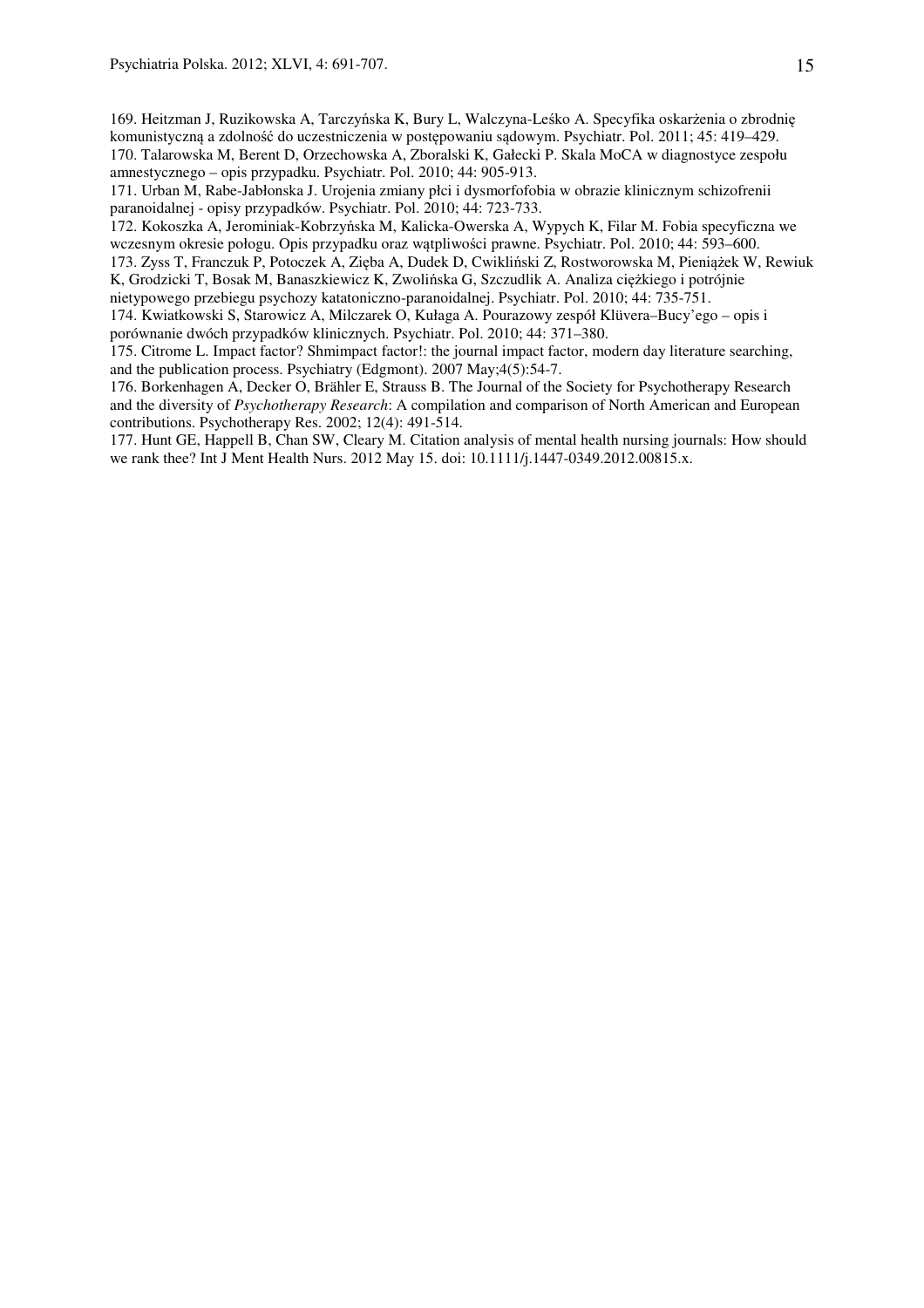169. Heitzman J, Ruzikowska A, Tarczyńska K, Bury L, Walczyna-Leśko A. Specyfika oskarżenia o zbrodnię komunistyczną a zdolność do uczestniczenia w postępowaniu sądowym. Psychiatr. Pol. 2011; 45: 419–429.
170. Talarowska M, Berent D, Orzechowska A, Zboralski K, Gałecki P. Skala MoCA w diagnostyce zespołu amnestycznego – opis przypadku. Psychiatr. Pol. 2010; 44: 905-913.
171. Urban M, Rabe-Jabłonska J. Urojenia zmiany płci i dysmorfofobia w obrazie klinicznym schizofrenii paranoidalnej - opisy przypadków. Psychiatr. Pol. 2010; 44: 723-733.
172. Kokoszka A, Jerominiak-Kobrzyńska M, Kalicka-Owerska A, Wypych K, Filar M. Fobia specyficzna we wczesnym okresie połogu. Opis przypadku oraz wątpliwości prawne. Psychiatr. Pol. 2010; 44: 593–600.
173. Zyss T, Franczuk P, Potoczek A, Zięba A, Dudek D, Cwikliński Z, Rostworowska M, Pieniążek W, Rewiuk K, Grodzicki T, Bosak M, Banaszkiewicz K, Zwolińska G, Szczudlik A. Analiza ciężkiego i potrójnie nietypowego przebiegu psychozy katatoniczno-paranoidalnej. Psychiatr. Pol. 2010; 44: 735-751.
174. Kwiatkowski S, Starowicz A, Milczarek O, Kułaga A. Pourazowy zespół Klüvera–Bucy'ego – opis i porównanie dwóch przypadków klinicznych. Psychiatr. Pol. 2010; 44: 371–380.
175. Citrome L. Impact factor? Shmimpact factor!: the journal impact factor, modern day literature searching, and the publication process. Psychiatry (Edgmont). 2007 May;4(5):54-7.
176. Borkenhagen A, Decker O, Brähler E, Strauss B. The Journal of the Society for Psychotherapy Research and the diversity of *Psychotherapy Research*: A compilation and comparison of North American and European contributions. Psychotherapy Res. 2002; 12(4): 491-514.
177. Hunt GE, Happell B, Chan SW, Cleary M. Citation analysis of mental health nursing journals: How should we rank thee? Int J Ment Health Nurs. 2012 May 15. doi: 10.1111/j.1447-0349.2012.00815.x.